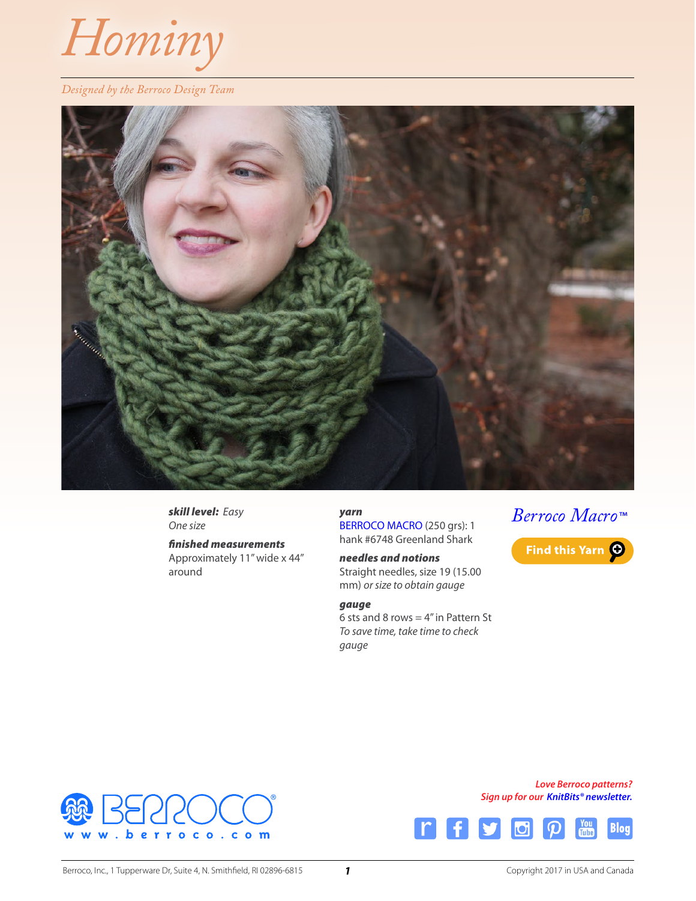# Hominy

*Designed by the Berroco Design Team*

***skill level:*** *Easy*
*One size*

***finished measurements***
Approximately 11″ wide x 44″ around

***yarn***
BERROCO MACRO (250 grs): 1 hank #6748 Greenland Shark

***needles and notions***
Straight needles, size 19 (15.00 mm) *or size to obtain gauge*

***gauge***
6 sts and 8 rows = 4″ in Pattern St
*To save time, take time to check gauge*

*Berroco Macro™*

Find this Yarn

***Love Berroco patterns? Sign up for our KnitBits® newsletter.***

www.berroco.com

Berroco, Inc., 1 Tupperware Dr, Suite 4, N. Smithfield, RI 02896-6815

Copyright 2017 in USA and Canada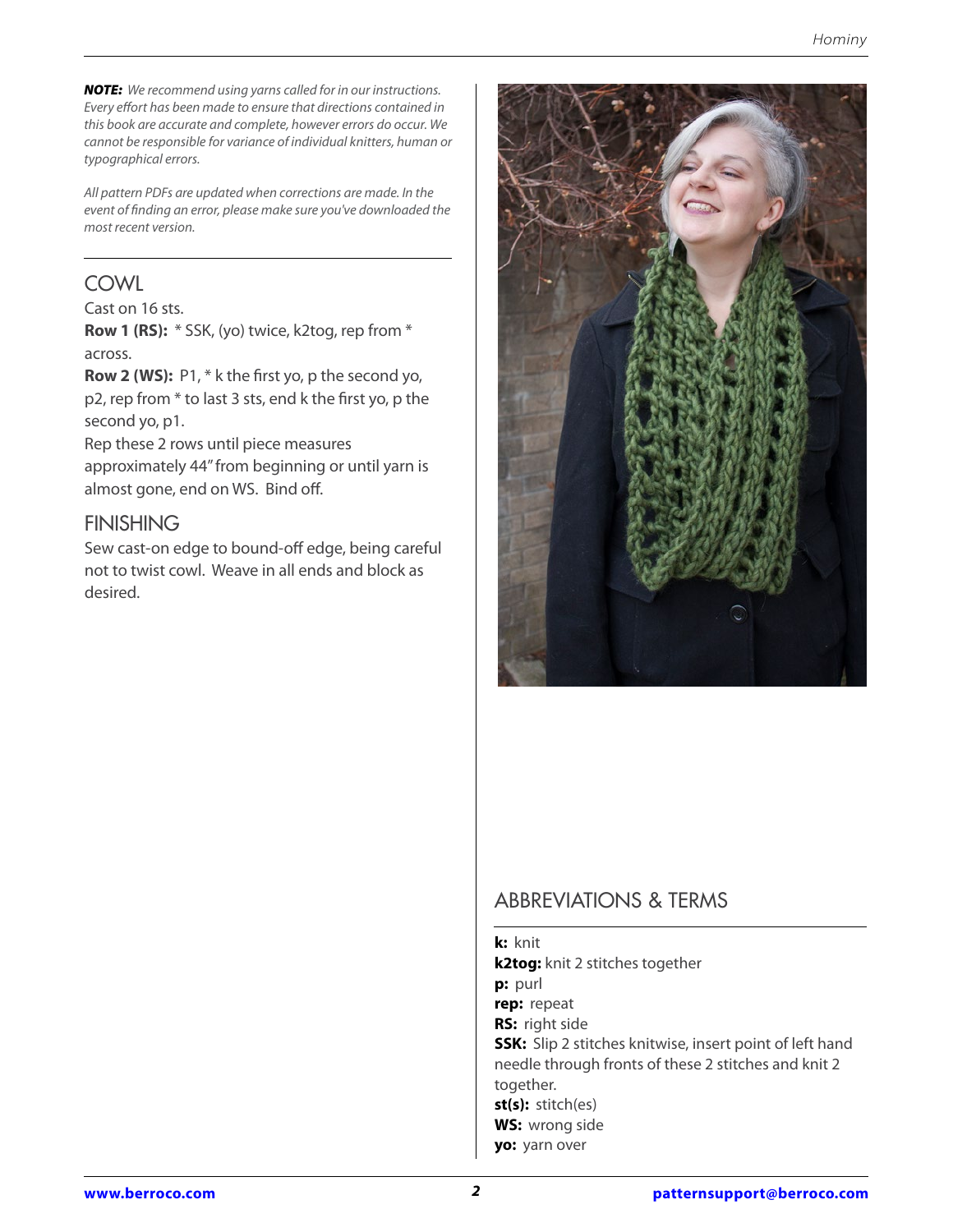***NOTE:*** *We recommend using yarns called for in our instructions. Every effort has been made to ensure that directions contained in this book are accurate and complete, however errors do occur. We cannot be responsible for variance of individual knitters, human or typographical errors.*

*All pattern PDFs are updated when corrections are made. In the event of finding an error, please make sure you've downloaded the most recent version.*

## COWL

Cast on 16 sts.

**Row 1 (RS):** * SSK, (yo) twice, k2tog, rep from * across.

**Row 2 (WS):** P1, * k the first yo, p the second yo, p2, rep from * to last 3 sts, end k the first yo, p the second yo, p1.

Rep these 2 rows until piece measures approximately 44" from beginning or until yarn is almost gone, end on WS. Bind off.

## FINISHING

Sew cast-on edge to bound-off edge, being careful not to twist cowl. Weave in all ends and block as desired.

## ABBREVIATIONS & TERMS

**k:** knit
**k2tog:** knit 2 stitches together
**p:** purl
**rep:** repeat
**RS:** right side
**SSK:** Slip 2 stitches knitwise, insert point of left hand needle through fronts of these 2 stitches and knit 2 together.
**st(s):** stitch(es)
**WS:** wrong side
**yo:** yarn over

www.berroco.com    patternsupport@berroco.com